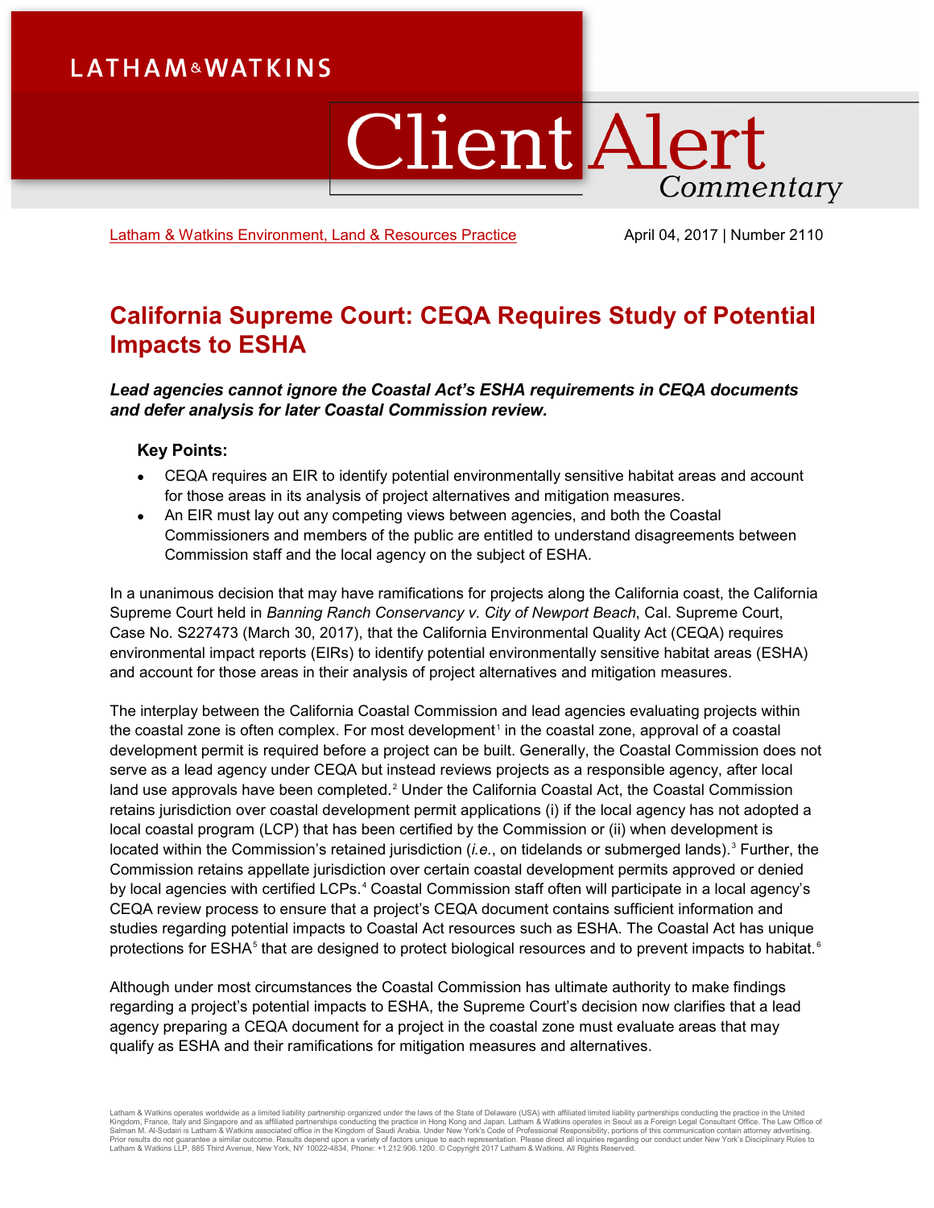LATHAM & WATKINS

# Client Alert Commentary

Latham & Watkins Environment, Land & Resources Practice

April 04, 2017 | Number 2110

## California Supreme Court: CEQA Requires Study of Potential Impacts to ESHA

***Lead agencies cannot ignore the Coastal Act's ESHA requirements in CEQA documents and defer analysis for later Coastal Commission review.***

### Key Points:

- CEQA requires an EIR to identify potential environmentally sensitive habitat areas and account for those areas in its analysis of project alternatives and mitigation measures.
- An EIR must lay out any competing views between agencies, and both the Coastal Commissioners and members of the public are entitled to understand disagreements between Commission staff and the local agency on the subject of ESHA.

In a unanimous decision that may have ramifications for projects along the California coast, the California Supreme Court held in *Banning Ranch Conservancy v. City of Newport Beach*, Cal. Supreme Court, Case No. S227473 (March 30, 2017), that the California Environmental Quality Act (CEQA) requires environmental impact reports (EIRs) to identify potential environmentally sensitive habitat areas (ESHA) and account for those areas in their analysis of project alternatives and mitigation measures.

The interplay between the California Coastal Commission and lead agencies evaluating projects within the coastal zone is often complex. For most development[1] in the coastal zone, approval of a coastal development permit is required before a project can be built. Generally, the Coastal Commission does not serve as a lead agency under CEQA but instead reviews projects as a responsible agency, after local land use approvals have been completed.[2] Under the California Coastal Act, the Coastal Commission retains jurisdiction over coastal development permit applications (i) if the local agency has not adopted a local coastal program (LCP) that has been certified by the Commission or (ii) when development is located within the Commission's retained jurisdiction (*i.e.*, on tidelands or submerged lands).[3] Further, the Commission retains appellate jurisdiction over certain coastal development permits approved or denied by local agencies with certified LCPs.[4] Coastal Commission staff often will participate in a local agency's CEQA review process to ensure that a project's CEQA document contains sufficient information and studies regarding potential impacts to Coastal Act resources such as ESHA. The Coastal Act has unique protections for ESHA[5] that are designed to protect biological resources and to prevent impacts to habitat.[6]

Although under most circumstances the Coastal Commission has ultimate authority to make findings regarding a project's potential impacts to ESHA, the Supreme Court's decision now clarifies that a lead agency preparing a CEQA document for a project in the coastal zone must evaluate areas that may qualify as ESHA and their ramifications for mitigation measures and alternatives.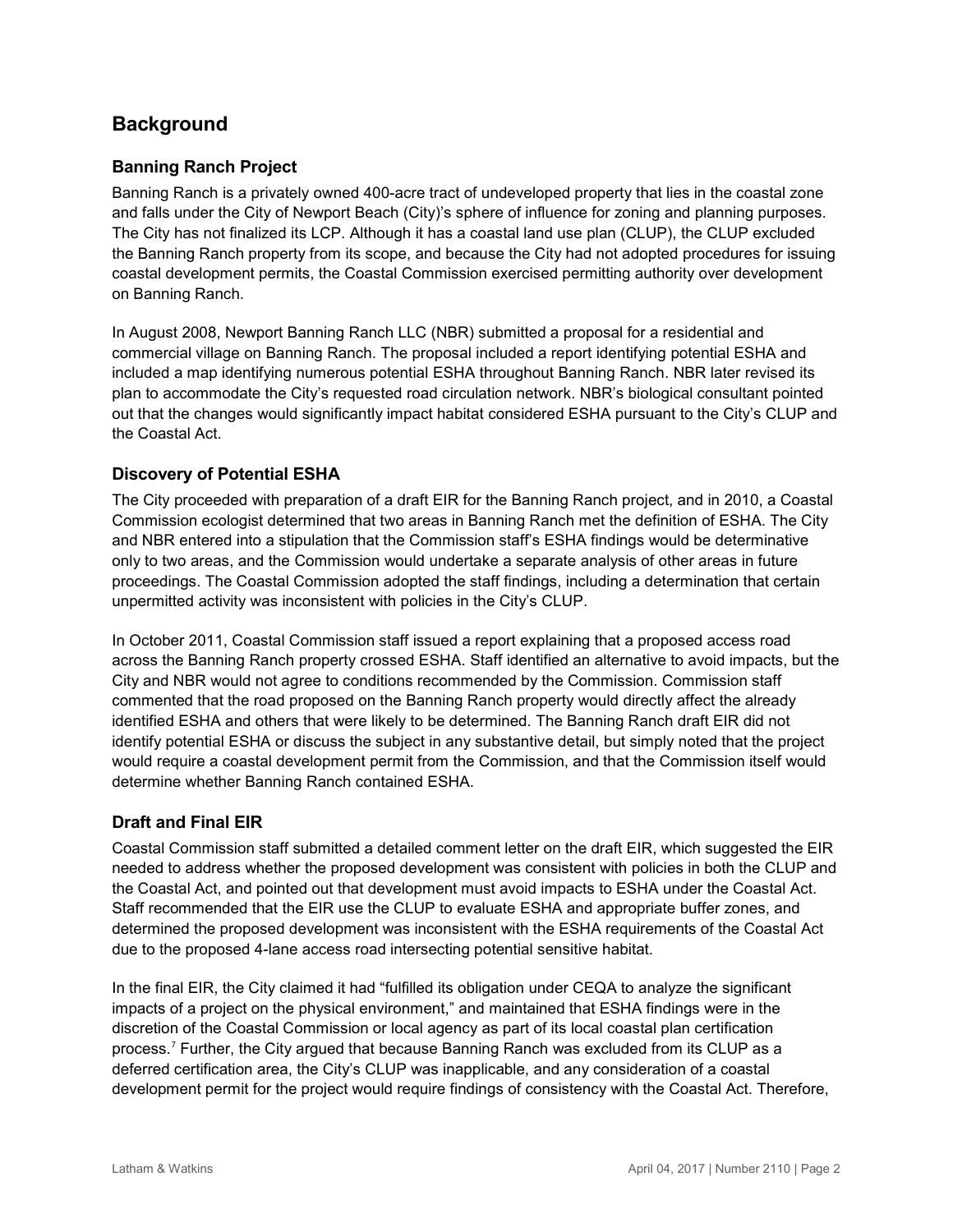## Background

### Banning Ranch Project

Banning Ranch is a privately owned 400-acre tract of undeveloped property that lies in the coastal zone and falls under the City of Newport Beach (City)'s sphere of influence for zoning and planning purposes. The City has not finalized its LCP. Although it has a coastal land use plan (CLUP), the CLUP excluded the Banning Ranch property from its scope, and because the City had not adopted procedures for issuing coastal development permits, the Coastal Commission exercised permitting authority over development on Banning Ranch.

In August 2008, Newport Banning Ranch LLC (NBR) submitted a proposal for a residential and commercial village on Banning Ranch. The proposal included a report identifying potential ESHA and included a map identifying numerous potential ESHA throughout Banning Ranch. NBR later revised its plan to accommodate the City's requested road circulation network. NBR's biological consultant pointed out that the changes would significantly impact habitat considered ESHA pursuant to the City's CLUP and the Coastal Act.

### Discovery of Potential ESHA

The City proceeded with preparation of a draft EIR for the Banning Ranch project, and in 2010, a Coastal Commission ecologist determined that two areas in Banning Ranch met the definition of ESHA. The City and NBR entered into a stipulation that the Commission staff's ESHA findings would be determinative only to two areas, and the Commission would undertake a separate analysis of other areas in future proceedings. The Coastal Commission adopted the staff findings, including a determination that certain unpermitted activity was inconsistent with policies in the City's CLUP.

In October 2011, Coastal Commission staff issued a report explaining that a proposed access road across the Banning Ranch property crossed ESHA. Staff identified an alternative to avoid impacts, but the City and NBR would not agree to conditions recommended by the Commission. Commission staff commented that the road proposed on the Banning Ranch property would directly affect the already identified ESHA and others that were likely to be determined. The Banning Ranch draft EIR did not identify potential ESHA or discuss the subject in any substantive detail, but simply noted that the project would require a coastal development permit from the Commission, and that the Commission itself would determine whether Banning Ranch contained ESHA.

### Draft and Final EIR

Coastal Commission staff submitted a detailed comment letter on the draft EIR, which suggested the EIR needed to address whether the proposed development was consistent with policies in both the CLUP and the Coastal Act, and pointed out that development must avoid impacts to ESHA under the Coastal Act. Staff recommended that the EIR use the CLUP to evaluate ESHA and appropriate buffer zones, and determined the proposed development was inconsistent with the ESHA requirements of the Coastal Act due to the proposed 4-lane access road intersecting potential sensitive habitat.

In the final EIR, the City claimed it had "fulfilled its obligation under CEQA to analyze the significant impacts of a project on the physical environment," and maintained that ESHA findings were in the discretion of the Coastal Commission or local agency as part of its local coastal plan certification process.[7] Further, the City argued that because Banning Ranch was excluded from its CLUP as a deferred certification area, the City's CLUP was inapplicable, and any consideration of a coastal development permit for the project would require findings of consistency with the Coastal Act. Therefore,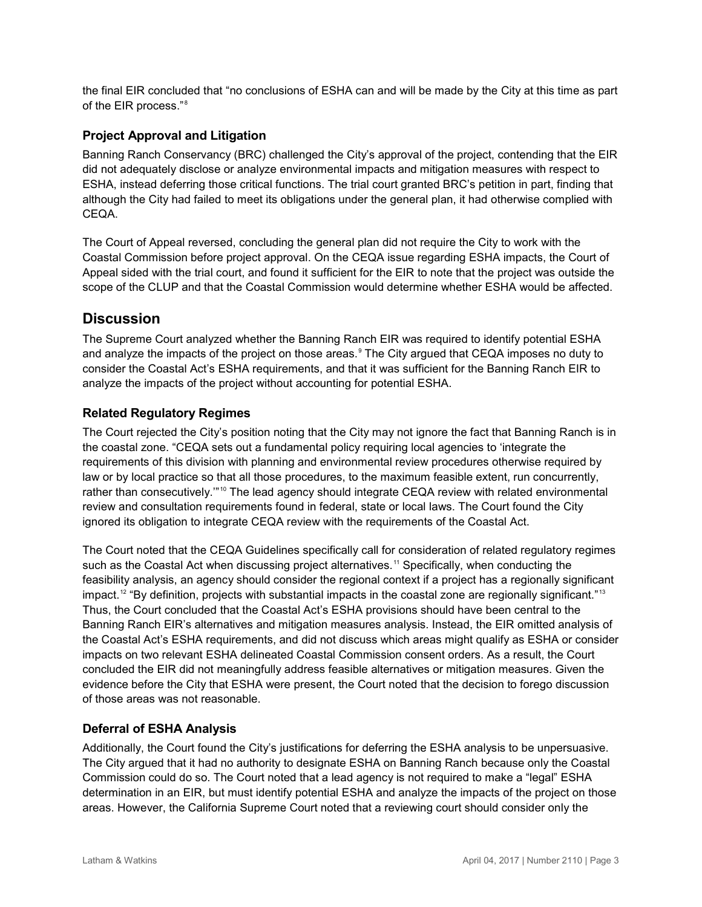the final EIR concluded that "no conclusions of ESHA can and will be made by the City at this time as part of the EIR process."[8]

### Project Approval and Litigation

Banning Ranch Conservancy (BRC) challenged the City's approval of the project, contending that the EIR did not adequately disclose or analyze environmental impacts and mitigation measures with respect to ESHA, instead deferring those critical functions. The trial court granted BRC's petition in part, finding that although the City had failed to meet its obligations under the general plan, it had otherwise complied with CEQA.

The Court of Appeal reversed, concluding the general plan did not require the City to work with the Coastal Commission before project approval. On the CEQA issue regarding ESHA impacts, the Court of Appeal sided with the trial court, and found it sufficient for the EIR to note that the project was outside the scope of the CLUP and that the Coastal Commission would determine whether ESHA would be affected.

## Discussion

The Supreme Court analyzed whether the Banning Ranch EIR was required to identify potential ESHA and analyze the impacts of the project on those areas.[9] The City argued that CEQA imposes no duty to consider the Coastal Act's ESHA requirements, and that it was sufficient for the Banning Ranch EIR to analyze the impacts of the project without accounting for potential ESHA.

### Related Regulatory Regimes

The Court rejected the City's position noting that the City may not ignore the fact that Banning Ranch is in the coastal zone. "CEQA sets out a fundamental policy requiring local agencies to 'integrate the requirements of this division with planning and environmental review procedures otherwise required by law or by local practice so that all those procedures, to the maximum feasible extent, run concurrently, rather than consecutively.'"[10] The lead agency should integrate CEQA review with related environmental review and consultation requirements found in federal, state or local laws. The Court found the City ignored its obligation to integrate CEQA review with the requirements of the Coastal Act.

The Court noted that the CEQA Guidelines specifically call for consideration of related regulatory regimes such as the Coastal Act when discussing project alternatives.[11] Specifically, when conducting the feasibility analysis, an agency should consider the regional context if a project has a regionally significant impact.[12] "By definition, projects with substantial impacts in the coastal zone are regionally significant."[13] Thus, the Court concluded that the Coastal Act's ESHA provisions should have been central to the Banning Ranch EIR's alternatives and mitigation measures analysis. Instead, the EIR omitted analysis of the Coastal Act's ESHA requirements, and did not discuss which areas might qualify as ESHA or consider impacts on two relevant ESHA delineated Coastal Commission consent orders. As a result, the Court concluded the EIR did not meaningfully address feasible alternatives or mitigation measures. Given the evidence before the City that ESHA were present, the Court noted that the decision to forego discussion of those areas was not reasonable.

### Deferral of ESHA Analysis

Additionally, the Court found the City's justifications for deferring the ESHA analysis to be unpersuasive. The City argued that it had no authority to designate ESHA on Banning Ranch because only the Coastal Commission could do so. The Court noted that a lead agency is not required to make a "legal" ESHA determination in an EIR, but must identify potential ESHA and analyze the impacts of the project on those areas. However, the California Supreme Court noted that a reviewing court should consider only the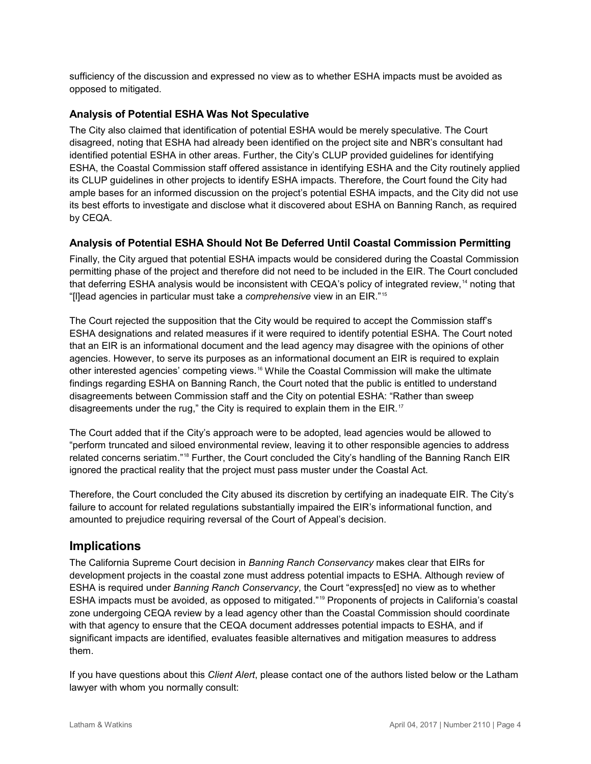sufficiency of the discussion and expressed no view as to whether ESHA impacts must be avoided as opposed to mitigated.

### Analysis of Potential ESHA Was Not Speculative

The City also claimed that identification of potential ESHA would be merely speculative. The Court disagreed, noting that ESHA had already been identified on the project site and NBR's consultant had identified potential ESHA in other areas. Further, the City's CLUP provided guidelines for identifying ESHA, the Coastal Commission staff offered assistance in identifying ESHA and the City routinely applied its CLUP guidelines in other projects to identify ESHA impacts. Therefore, the Court found the City had ample bases for an informed discussion on the project's potential ESHA impacts, and the City did not use its best efforts to investigate and disclose what it discovered about ESHA on Banning Ranch, as required by CEQA.

### Analysis of Potential ESHA Should Not Be Deferred Until Coastal Commission Permitting

Finally, the City argued that potential ESHA impacts would be considered during the Coastal Commission permitting phase of the project and therefore did not need to be included in the EIR. The Court concluded that deferring ESHA analysis would be inconsistent with CEQA's policy of integrated review,[14] noting that "[l]ead agencies in particular must take a *comprehensive* view in an EIR."[15]

The Court rejected the supposition that the City would be required to accept the Commission staff's ESHA designations and related measures if it were required to identify potential ESHA. The Court noted that an EIR is an informational document and the lead agency may disagree with the opinions of other agencies. However, to serve its purposes as an informational document an EIR is required to explain other interested agencies' competing views.[16] While the Coastal Commission will make the ultimate findings regarding ESHA on Banning Ranch, the Court noted that the public is entitled to understand disagreements between Commission staff and the City on potential ESHA: "Rather than sweep disagreements under the rug," the City is required to explain them in the EIR.[17]

The Court added that if the City's approach were to be adopted, lead agencies would be allowed to "perform truncated and siloed environmental review, leaving it to other responsible agencies to address related concerns seriatim."[18] Further, the Court concluded the City's handling of the Banning Ranch EIR ignored the practical reality that the project must pass muster under the Coastal Act.

Therefore, the Court concluded the City abused its discretion by certifying an inadequate EIR. The City's failure to account for related regulations substantially impaired the EIR's informational function, and amounted to prejudice requiring reversal of the Court of Appeal's decision.

## Implications

The California Supreme Court decision in *Banning Ranch Conservancy* makes clear that EIRs for development projects in the coastal zone must address potential impacts to ESHA. Although review of ESHA is required under *Banning Ranch Conservancy*, the Court "express[ed] no view as to whether ESHA impacts must be avoided, as opposed to mitigated."[19] Proponents of projects in California's coastal zone undergoing CEQA review by a lead agency other than the Coastal Commission should coordinate with that agency to ensure that the CEQA document addresses potential impacts to ESHA, and if significant impacts are identified, evaluates feasible alternatives and mitigation measures to address them.

If you have questions about this *Client Alert*, please contact one of the authors listed below or the Latham lawyer with whom you normally consult: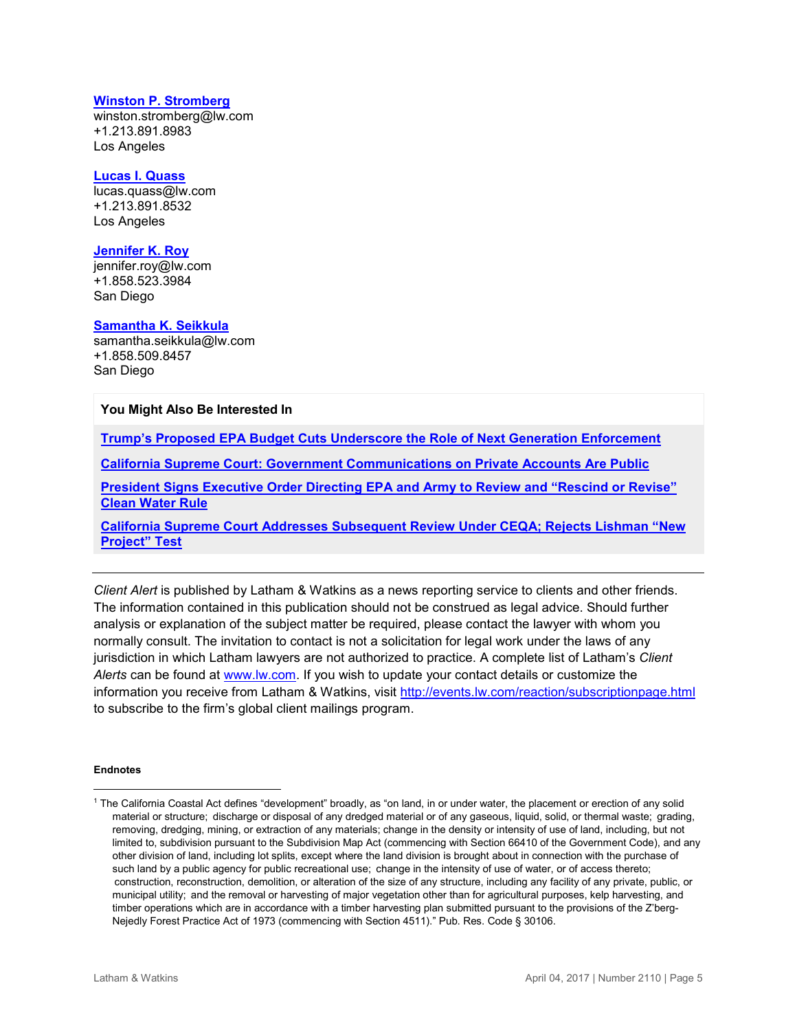**Winston P. Stromberg**
winston.stromberg@lw.com
+1.213.891.8983
Los Angeles

**Lucas I. Quass**
lucas.quass@lw.com
+1.213.891.8532
Los Angeles

**Jennifer K. Roy**
jennifer.roy@lw.com
+1.858.523.3984
San Diego

**Samantha K. Seikkula**
samantha.seikkula@lw.com
+1.858.509.8457
San Diego

**You Might Also Be Interested In**

**Trump's Proposed EPA Budget Cuts Underscore the Role of Next Generation Enforcement**

**California Supreme Court: Government Communications on Private Accounts Are Public**

**President Signs Executive Order Directing EPA and Army to Review and "Rescind or Revise" Clean Water Rule**

**California Supreme Court Addresses Subsequent Review Under CEQA; Rejects Lishman "New Project" Test**

---

*Client Alert* is published by Latham & Watkins as a news reporting service to clients and other friends. The information contained in this publication should not be construed as legal advice. Should further analysis or explanation of the subject matter be required, please contact the lawyer with whom you normally consult. The invitation to contact is not a solicitation for legal work under the laws of any jurisdiction in which Latham lawyers are not authorized to practice. A complete list of Latham's *Client Alerts* can be found at www.lw.com. If you wish to update your contact details or customize the information you receive from Latham & Watkins, visit http://events.lw.com/reaction/subscriptionpage.html to subscribe to the firm's global client mailings program.

**Endnotes**

[1] The California Coastal Act defines "development" broadly, as "on land, in or under water, the placement or erection of any solid material or structure; discharge or disposal of any dredged material or of any gaseous, liquid, solid, or thermal waste; grading, removing, dredging, mining, or extraction of any materials; change in the density or intensity of use of land, including, but not limited to, subdivision pursuant to the Subdivision Map Act (commencing with Section 66410 of the Government Code), and any other division of land, including lot splits, except where the land division is brought about in connection with the purchase of such land by a public agency for public recreational use; change in the intensity of use of water, or of access thereto; construction, reconstruction, demolition, or alteration of the size of any structure, including any facility of any private, public, or municipal utility; and the removal or harvesting of major vegetation other than for agricultural purposes, kelp harvesting, and timber operations which are in accordance with a timber harvesting plan submitted pursuant to the provisions of the Z'berg-Nejedly Forest Practice Act of 1973 (commencing with Section 4511)." Pub. Res. Code § 30106.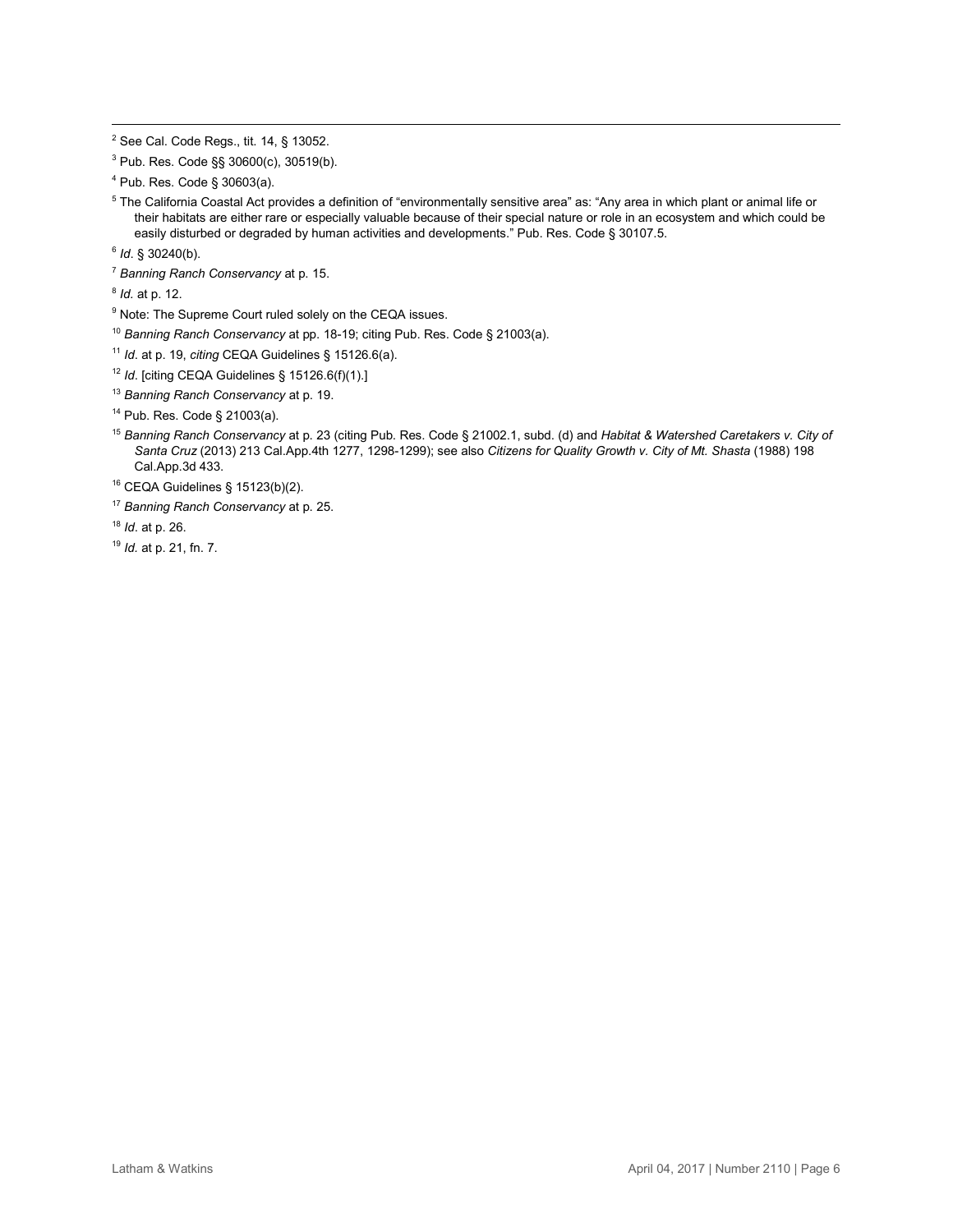[2] See Cal. Code Regs., tit. 14, § 13052.

[3] Pub. Res. Code §§ 30600(c), 30519(b).

[4] Pub. Res. Code § 30603(a).

[5] The California Coastal Act provides a definition of "environmentally sensitive area" as: "Any area in which plant or animal life or their habitats are either rare or especially valuable because of their special nature or role in an ecosystem and which could be easily disturbed or degraded by human activities and developments." Pub. Res. Code § 30107.5.

[6] *Id*. § 30240(b).

[7] *Banning Ranch Conservancy* at p. 15.

[8] *Id.* at p. 12.

[9] Note: The Supreme Court ruled solely on the CEQA issues.

[10] *Banning Ranch Conservancy* at pp. 18-19; citing Pub. Res. Code § 21003(a).

[11] *Id*. at p. 19, *citing* CEQA Guidelines § 15126.6(a).

[12] *Id*. [citing CEQA Guidelines § 15126.6(f)(1).]

[13] *Banning Ranch Conservancy* at p. 19.

[14] Pub. Res. Code § 21003(a).

[15] *Banning Ranch Conservancy* at p. 23 (citing Pub. Res. Code § 21002.1, subd. (d) and *Habitat & Watershed Caretakers v. City of Santa Cruz* (2013) 213 Cal.App.4th 1277, 1298-1299); see also *Citizens for Quality Growth v. City of Mt. Shasta* (1988) 198 Cal.App.3d 433.

[16] CEQA Guidelines § 15123(b)(2).

[17] *Banning Ranch Conservancy* at p. 25.

[18] *Id*. at p. 26.

[19] *Id.* at p. 21, fn. 7.